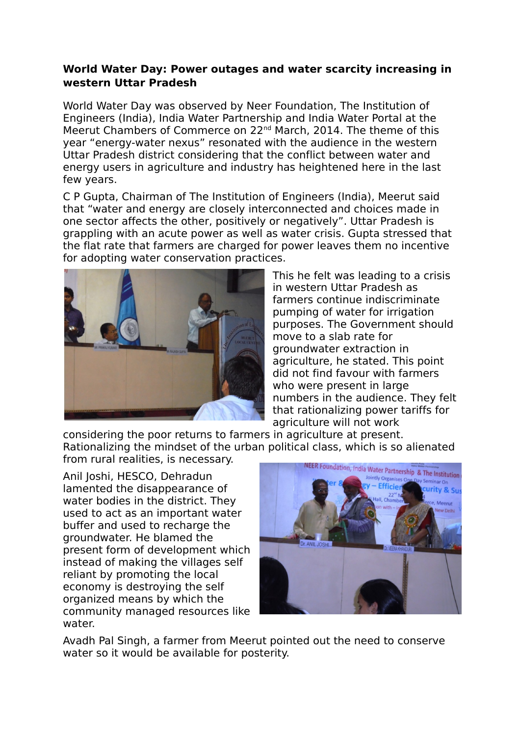**World Water Day: Power outages and water scarcity increasing in western Uttar Pradesh**

World Water Day was observed by Neer Foundation, The Institution of Engineers (India), India Water Partnership and India Water Portal at the Meerut Chambers of Commerce on 22nd March, 2014. The theme of this year "energy-water nexus" resonated with the audience in the western Uttar Pradesh district considering that the conflict between water and energy users in agriculture and industry has heightened here in the last few years.

C P Gupta, Chairman of The Institution of Engineers (India), Meerut said that "water and energy are closely interconnected and choices made in one sector affects the other, positively or negatively". Uttar Pradesh is grappling with an acute power as well as water crisis. Gupta stressed that the flat rate that farmers are charged for power leaves them no incentive for adopting water conservation practices.

This he felt was leading to a crisis in western Uttar Pradesh as farmers continue indiscriminate pumping of water for irrigation purposes. The Government should move to a slab rate for groundwater extraction in agriculture, he stated. This point did not find favour with farmers who were present in large numbers in the audience. They felt that rationalizing power tariffs for agriculture will not work considering the poor returns to farmers in agriculture at present. Rationalizing the mindset of the urban political class, which is so alienated from rural realities, is necessary.

Anil Joshi, HESCO, Dehradun lamented the disappearance of water bodies in the district. They used to act as an important water buffer and used to recharge the groundwater. He blamed the present form of development which instead of making the villages self reliant by promoting the local economy is destroying the self organized means by which the community managed resources like water.

Avadh Pal Singh, a farmer from Meerut pointed out the need to conserve water so it would be available for posterity.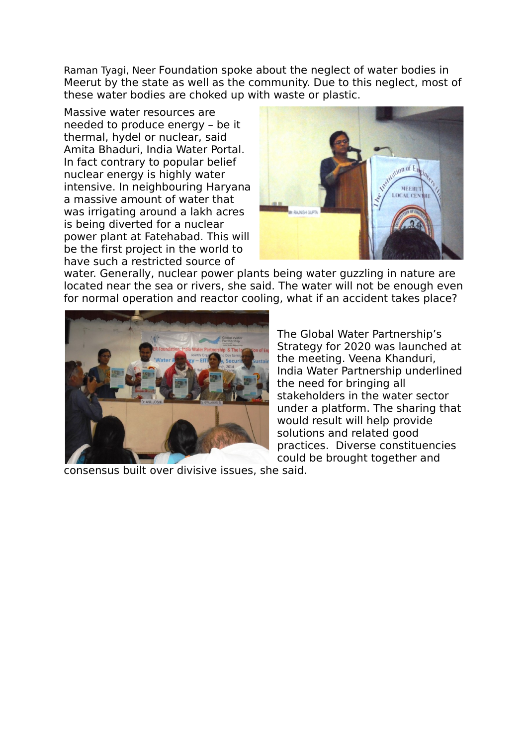Raman Tyagi, Neer Foundation spoke about the neglect of water bodies in Meerut by the state as well as the community. Due to this neglect, most of these water bodies are choked up with waste or plastic.

Massive water resources are needed to produce energy – be it thermal, hydel or nuclear, said Amita Bhaduri, India Water Portal. In fact contrary to popular belief nuclear energy is highly water intensive. In neighbouring Haryana a massive amount of water that was irrigating around a lakh acres is being diverted for a nuclear power plant at Fatehabad. This will be the first project in the world to have such a restricted source of water. Generally, nuclear power plants being water guzzling in nature are located near the sea or rivers, she said. The water will not be enough even for normal operation and reactor cooling, what if an accident takes place?

The Global Water Partnership's Strategy for 2020 was launched at the meeting. Veena Khanduri, India Water Partnership underlined the need for bringing all stakeholders in the water sector under a platform. The sharing that would result will help provide solutions and related good practices. Diverse constituencies could be brought together and consensus built over divisive issues, she said.